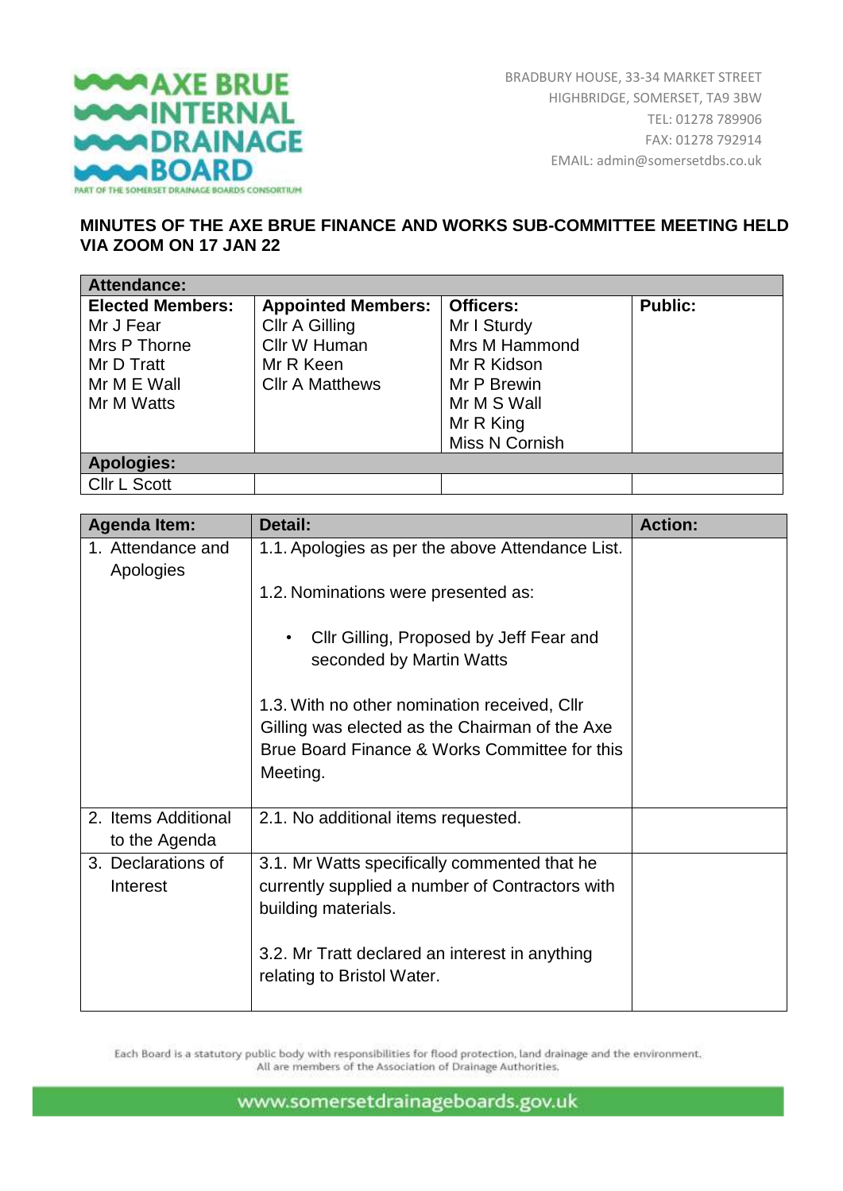**AXE BRUE INTERNAL DRAINAGE BOARD**
PART OF THE SOMERSET DRAINAGE BOARDS CONSORTIUM

BRADBURY HOUSE, 33-34 MARKET STREET
HIGHBRIDGE, SOMERSET, TA9 3BW
TEL: 01278 789906
FAX: 01278 792914
EMAIL: admin@somersetdbs.co.uk

## MINUTES OF THE AXE BRUE FINANCE AND WORKS SUB-COMMITTEE MEETING HELD VIA ZOOM ON 17 JAN 22

| **Attendance:** | | | |
|---|---|---|---|
| **Elected Members:**<br>Mr J Fear<br>Mrs P Thorne<br>Mr D Tratt<br>Mr M E Wall<br>Mr M Watts | **Appointed Members:**<br>Cllr A Gilling<br>Cllr W Human<br>Mr R Keen<br>Cllr A Matthews | **Officers:**<br>Mr I Sturdy<br>Mrs M Hammond<br>Mr R Kidson<br>Mr P Brewin<br>Mr M S Wall<br>Mr R King<br>Miss N Cornish | **Public:** |
| **Apologies:** | | | |
| Cllr L Scott | | | |

| Agenda Item: | Detail: | Action: |
|---|---|---|
| 1. Attendance and Apologies | 1.1. Apologies as per the above Attendance List.<br><br>1.2. Nominations were presented as:<br><br>• Cllr Gilling, Proposed by Jeff Fear and seconded by Martin Watts<br><br>1.3. With no other nomination received, Cllr Gilling was elected as the Chairman of the Axe Brue Board Finance & Works Committee for this Meeting. | |
| 2. Items Additional to the Agenda | 2.1. No additional items requested. | |
| 3. Declarations of Interest | 3.1. Mr Watts specifically commented that he currently supplied a number of Contractors with building materials.<br><br>3.2. Mr Tratt declared an interest in anything relating to Bristol Water. | |

Each Board is a statutory public body with responsibilities for flood protection, land drainage and the environment. All are members of the Association of Drainage Authorities.

www.somersetdrainageboards.gov.uk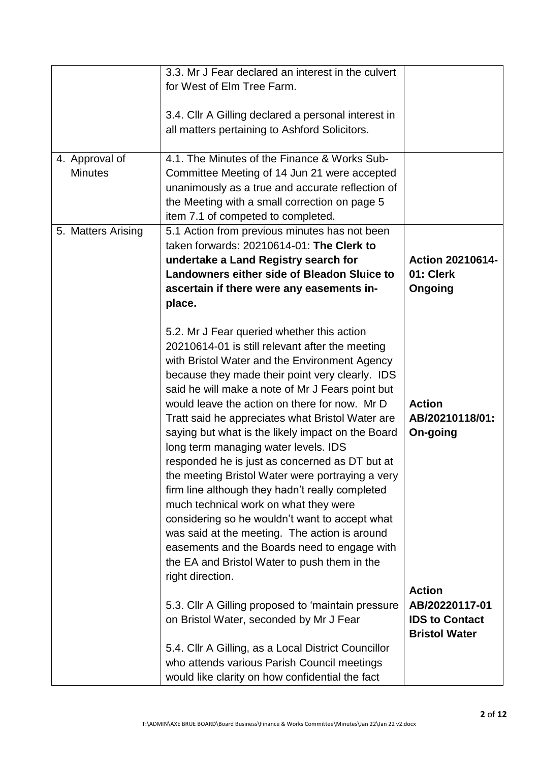| | | |
|---|---|---|
| | 3.3. Mr J Fear declared an interest in the culvert for West of Elm Tree Farm.<br><br>3.4. Cllr A Gilling declared a personal interest in all matters pertaining to Ashford Solicitors. | |
| 4. Approval of Minutes | 4.1. The Minutes of the Finance & Works Sub-Committee Meeting of 14 Jun 21 were accepted unanimously as a true and accurate reflection of the Meeting with a small correction on page 5 item 7.1 of competed to completed. | |
| 5. Matters Arising | 5.1 Action from previous minutes has not been taken forwards: 20210614-01: **The Clerk to undertake a Land Registry search for Landowners either side of Bleadon Sluice to ascertain if there were any easements in-place.**<br><br>5.2. Mr J Fear queried whether this action 20210614-01 is still relevant after the meeting with Bristol Water and the Environment Agency because they made their point very clearly. IDS said he will make a note of Mr J Fears point but would leave the action on there for now. Mr D Tratt said he appreciates what Bristol Water are saying but what is the likely impact on the Board long term managing water levels. IDS responded he is just as concerned as DT but at the meeting Bristol Water were portraying a very firm line although they hadn't really completed much technical work on what they were considering so he wouldn't want to accept what was said at the meeting. The action is around easements and the Boards need to engage with the EA and Bristol Water to push them in the right direction.<br><br>5.3. Cllr A Gilling proposed to 'maintain pressure on Bristol Water, seconded by Mr J Fear<br><br>5.4. Cllr A Gilling, as a Local District Councillor who attends various Parish Council meetings would like clarity on how confidential the fact | **Action 20210614-01: Clerk Ongoing**<br><br>**Action AB/20210118/01: On-going**<br><br>**Action AB/20220117-01 IDS to Contact Bristol Water** |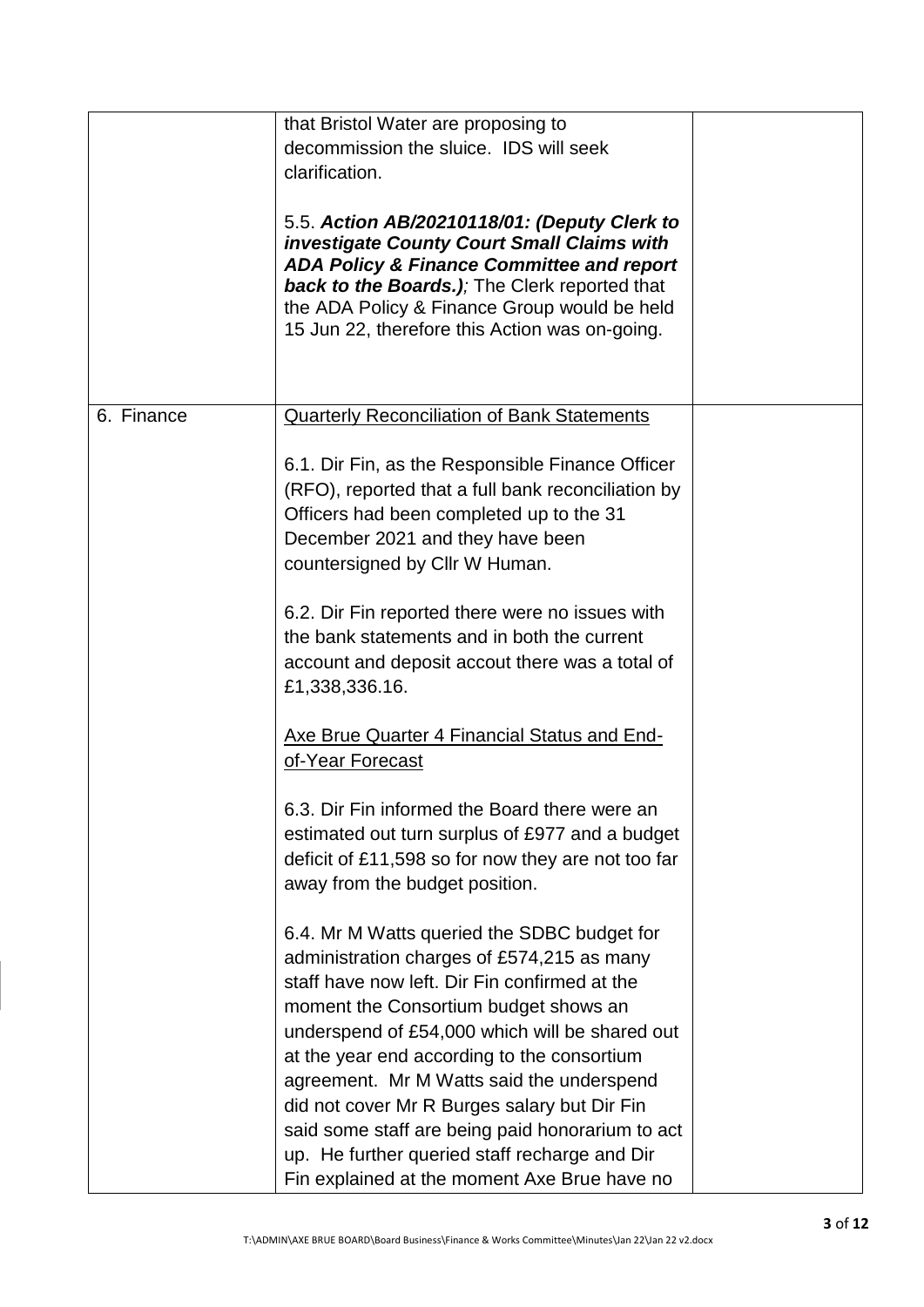| | | |
|---|---|---|
| | that Bristol Water are proposing to decommission the sluice. IDS will seek clarification.<br><br>5.5. ***Action AB/20210118/01: (Deputy Clerk to investigate County Court Small Claims with ADA Policy & Finance Committee and report back to the Boards.)***; The Clerk reported that the ADA Policy & Finance Group would be held 15 Jun 22, therefore this Action was on-going. | |
| 6. Finance | <u>Quarterly Reconciliation of Bank Statements</u><br><br>6.1. Dir Fin, as the Responsible Finance Officer (RFO), reported that a full bank reconciliation by Officers had been completed up to the 31 December 2021 and they have been countersigned by Cllr W Human.<br><br>6.2. Dir Fin reported there were no issues with the bank statements and in both the current account and deposit accout there was a total of £1,338,336.16.<br><br><u>Axe Brue Quarter 4 Financial Status and End-of-Year Forecast</u><br><br>6.3. Dir Fin informed the Board there were an estimated out turn surplus of £977 and a budget deficit of £11,598 so for now they are not too far away from the budget position.<br><br>6.4. Mr M Watts queried the SDBC budget for administration charges of £574,215 as many staff have now left. Dir Fin confirmed at the moment the Consortium budget shows an underspend of £54,000 which will be shared out at the year end according to the consortium agreement. Mr M Watts said the underspend did not cover Mr R Burges salary but Dir Fin said some staff are being paid honorarium to act up. He further queried staff recharge and Dir Fin explained at the moment Axe Brue have no | |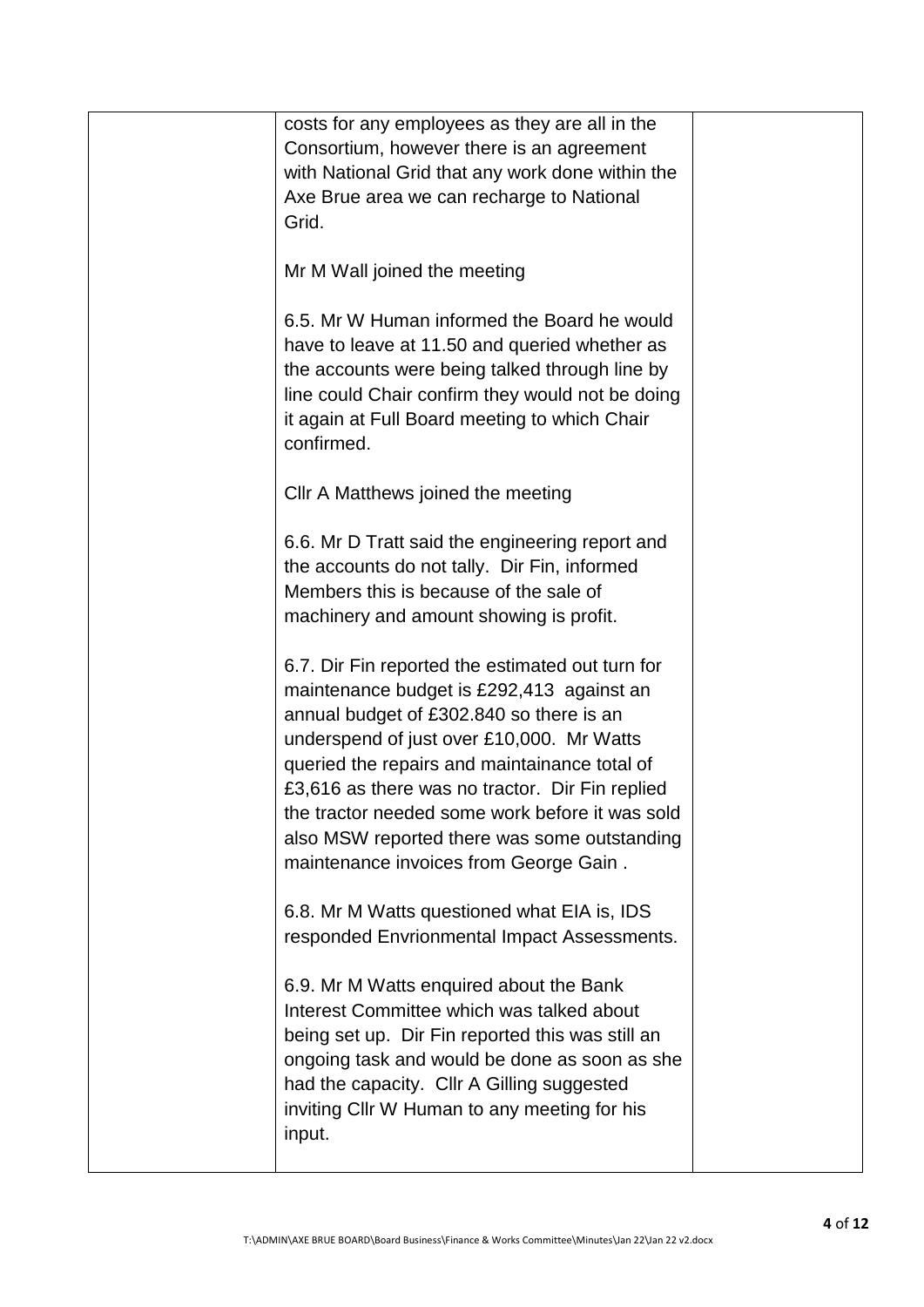| | | |
|---|---|---|
| | costs for any employees as they are all in the Consortium, however there is an agreement with National Grid that any work done within the Axe Brue area we can recharge to National Grid.<br><br>Mr M Wall joined the meeting<br><br>6.5. Mr W Human informed the Board he would have to leave at 11.50 and queried whether as the accounts were being talked through line by line could Chair confirm they would not be doing it again at Full Board meeting to which Chair confirmed.<br><br>Cllr A Matthews joined the meeting<br><br>6.6. Mr D Tratt said the engineering report and the accounts do not tally. Dir Fin, informed Members this is because of the sale of machinery and amount showing is profit.<br><br>6.7. Dir Fin reported the estimated out turn for maintenance budget is £292,413 against an annual budget of £302.840 so there is an underspend of just over £10,000. Mr Watts queried the repairs and maintainance total of £3,616 as there was no tractor. Dir Fin replied the tractor needed some work before it was sold also MSW reported there was some outstanding maintenance invoices from George Gain .<br><br>6.8. Mr M Watts questioned what EIA is, IDS responded Envrionmental Impact Assessments.<br><br>6.9. Mr M Watts enquired about the Bank Interest Committee which was talked about being set up. Dir Fin reported this was still an ongoing task and would be done as soon as she had the capacity. Cllr A Gilling suggested inviting Cllr W Human to any meeting for his input. | |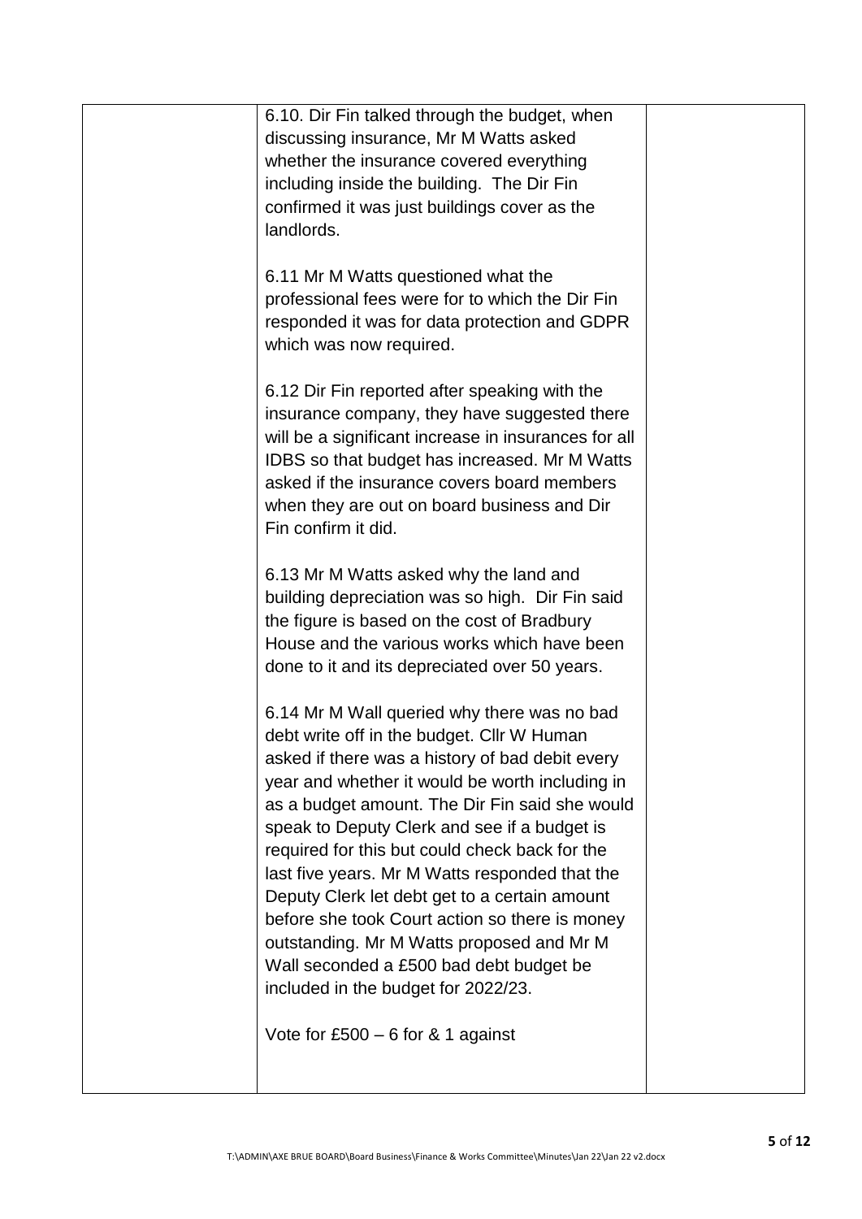| | | |
|---|---|---|
| | 6.10. Dir Fin talked through the budget, when discussing insurance, Mr M Watts asked whether the insurance covered everything including inside the building. The Dir Fin confirmed it was just buildings cover as the landlords.<br><br>6.11 Mr M Watts questioned what the professional fees were for to which the Dir Fin responded it was for data protection and GDPR which was now required.<br><br>6.12 Dir Fin reported after speaking with the insurance company, they have suggested there will be a significant increase in insurances for all IDBS so that budget has increased. Mr M Watts asked if the insurance covers board members when they are out on board business and Dir Fin confirm it did.<br><br>6.13 Mr M Watts asked why the land and building depreciation was so high. Dir Fin said the figure is based on the cost of Bradbury House and the various works which have been done to it and its depreciated over 50 years.<br><br>6.14 Mr M Wall queried why there was no bad debt write off in the budget. Cllr W Human asked if there was a history of bad debit every year and whether it would be worth including in as a budget amount. The Dir Fin said she would speak to Deputy Clerk and see if a budget is required for this but could check back for the last five years. Mr M Watts responded that the Deputy Clerk let debt get to a certain amount before she took Court action so there is money outstanding. Mr M Watts proposed and Mr M Wall seconded a £500 bad debt budget be included in the budget for 2022/23.<br><br>Vote for £500 – 6 for & 1 against | |

T:\ADMIN\AXE BRUE BOARD\Board Business\Finance & Works Committee\Minutes\Jan 22\Jan 22 v2.docx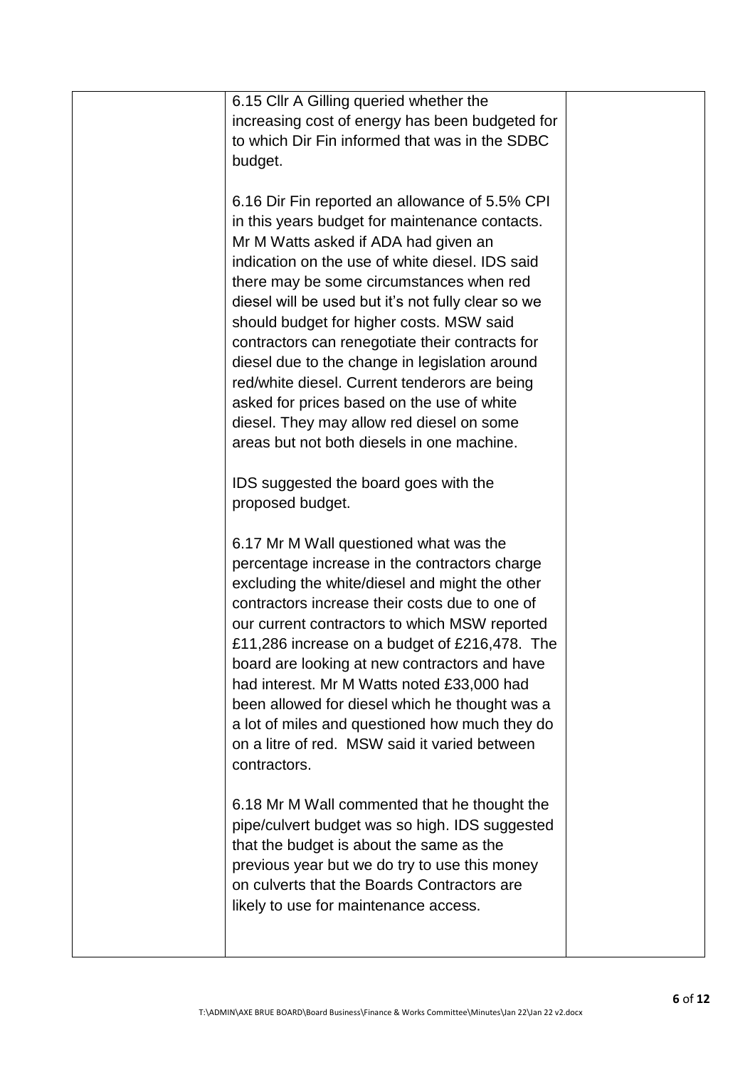| | | |
|---|---|---|
| | 6.15 Cllr A Gilling queried whether the increasing cost of energy has been budgeted for to which Dir Fin informed that was in the SDBC budget.<br><br>6.16 Dir Fin reported an allowance of 5.5% CPI in this years budget for maintenance contacts. Mr M Watts asked if ADA had given an indication on the use of white diesel. IDS said there may be some circumstances when red diesel will be used but it's not fully clear so we should budget for higher costs. MSW said contractors can renegotiate their contracts for diesel due to the change in legislation around red/white diesel. Current tenderors are being asked for prices based on the use of white diesel. They may allow red diesel on some areas but not both diesels in one machine.<br><br>IDS suggested the board goes with the proposed budget.<br><br>6.17 Mr M Wall questioned what was the percentage increase in the contractors charge excluding the white/diesel and might the other contractors increase their costs due to one of our current contractors to which MSW reported £11,286 increase on a budget of £216,478. The board are looking at new contractors and have had interest. Mr M Watts noted £33,000 had been allowed for diesel which he thought was a a lot of miles and questioned how much they do on a litre of red. MSW said it varied between contractors.<br><br>6.18 Mr M Wall commented that he thought the pipe/culvert budget was so high. IDS suggested that the budget is about the same as the previous year but we do try to use this money on culverts that the Boards Contractors are likely to use for maintenance access. | |

T:\ADMIN\AXE BRUE BOARD\Board Business\Finance & Works Committee\Minutes\Jan 22\Jan 22 v2.docx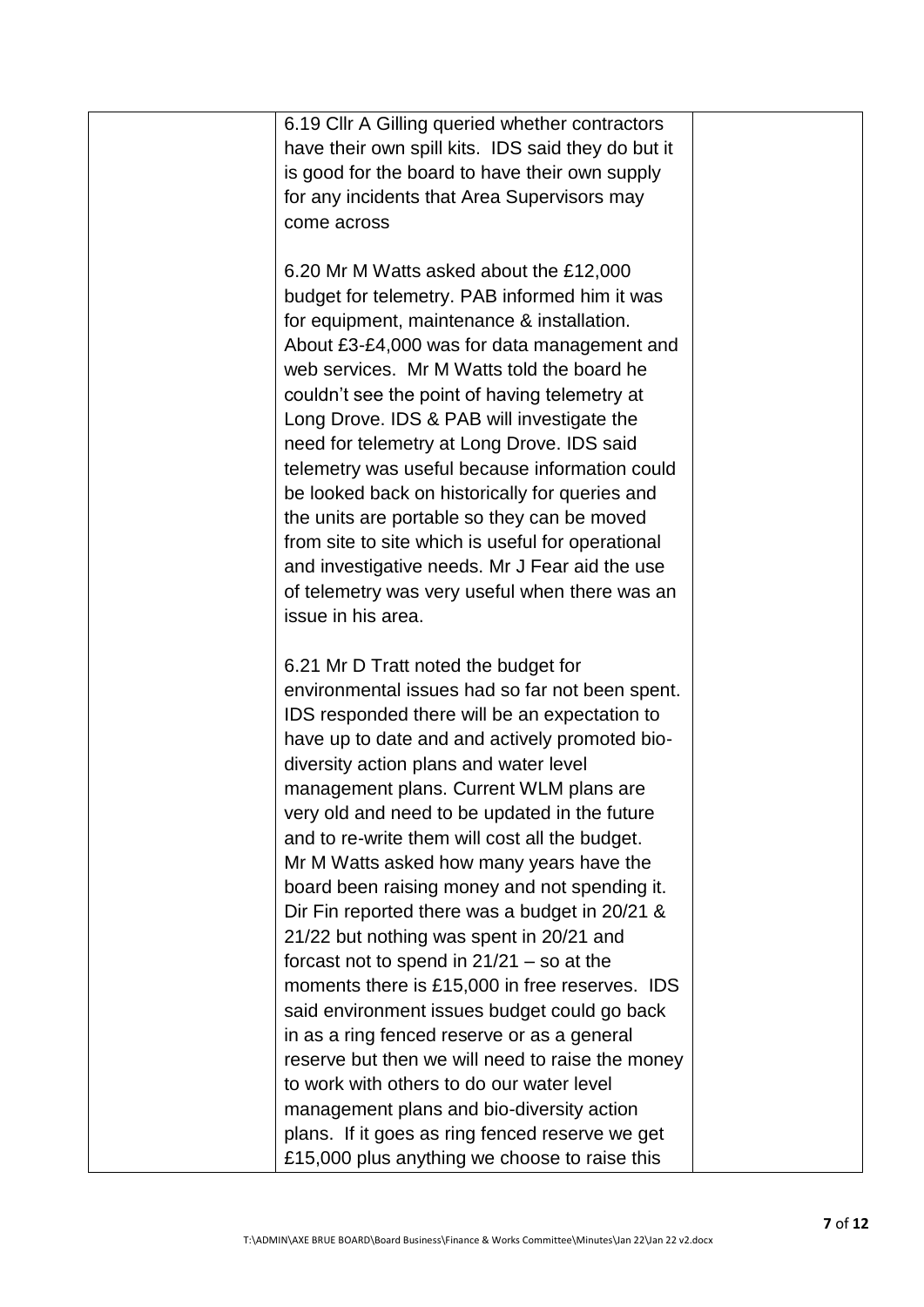| | | |
|---|---|---|
| | 6.19 Cllr A Gilling queried whether contractors have their own spill kits. IDS said they do but it is good for the board to have their own supply for any incidents that Area Supervisors may come across<br><br>6.20 Mr M Watts asked about the £12,000 budget for telemetry. PAB informed him it was for equipment, maintenance & installation. About £3-£4,000 was for data management and web services. Mr M Watts told the board he couldn't see the point of having telemetry at Long Drove. IDS & PAB will investigate the need for telemetry at Long Drove. IDS said telemetry was useful because information could be looked back on historically for queries and the units are portable so they can be moved from site to site which is useful for operational and investigative needs. Mr J Fear aid the use of telemetry was very useful when there was an issue in his area.<br><br>6.21 Mr D Tratt noted the budget for environmental issues had so far not been spent. IDS responded there will be an expectation to have up to date and and actively promoted bio-diversity action plans and water level management plans. Current WLM plans are very old and need to be updated in the future and to re-write them will cost all the budget. Mr M Watts asked how many years have the board been raising money and not spending it. Dir Fin reported there was a budget in 20/21 & 21/22 but nothing was spent in 20/21 and forcast not to spend in 21/21 – so at the moments there is £15,000 in free reserves. IDS said environment issues budget could go back in as a ring fenced reserve or as a general reserve but then we will need to raise the money to work with others to do our water level management plans and bio-diversity action plans. If it goes as ring fenced reserve we get £15,000 plus anything we choose to raise this | |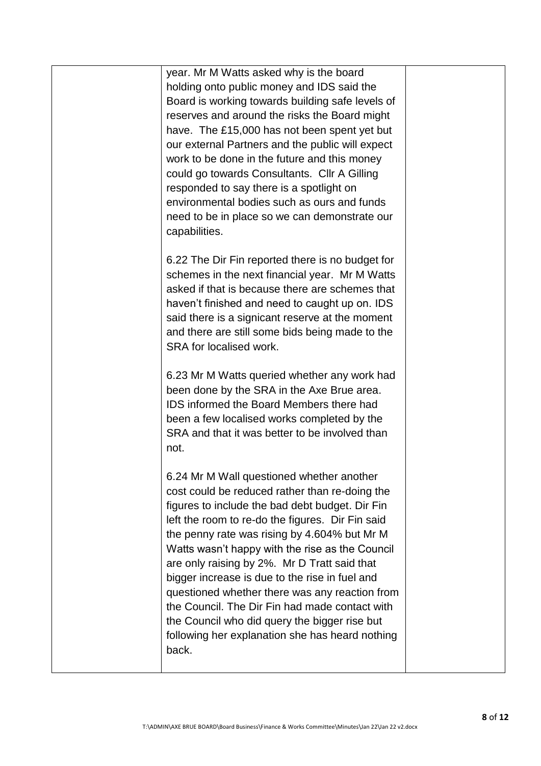| | year. Mr M Watts asked why is the board holding onto public money and IDS said the Board is working towards building safe levels of reserves and around the risks the Board might have. The £15,000 has not been spent yet but our external Partners and the public will expect work to be done in the future and this money could go towards Consultants. Cllr A Gilling responded to say there is a spotlight on environmental bodies such as ours and funds need to be in place so we can demonstrate our capabilities.<br><br>6.22 The Dir Fin reported there is no budget for schemes in the next financial year. Mr M Watts asked if that is because there are schemes that haven't finished and need to caught up on. IDS said there is a signicant reserve at the moment and there are still some bids being made to the SRA for localised work.<br><br>6.23 Mr M Watts queried whether any work had been done by the SRA in the Axe Brue area. IDS informed the Board Members there had been a few localised works completed by the SRA and that it was better to be involved than not.<br><br>6.24 Mr M Wall questioned whether another cost could be reduced rather than re-doing the figures to include the bad debt budget. Dir Fin left the room to re-do the figures. Dir Fin said the penny rate was rising by 4.604% but Mr M Watts wasn't happy with the rise as the Council are only raising by 2%. Mr D Tratt said that bigger increase is due to the rise in fuel and questioned whether there was any reaction from the Council. The Dir Fin had made contact with the Council who did query the bigger rise but following her explanation she has heard nothing back. | |
|---|---|---|

T:\ADMIN\AXE BRUE BOARD\Board Business\Finance & Works Committee\Minutes\Jan 22\Jan 22 v2.docx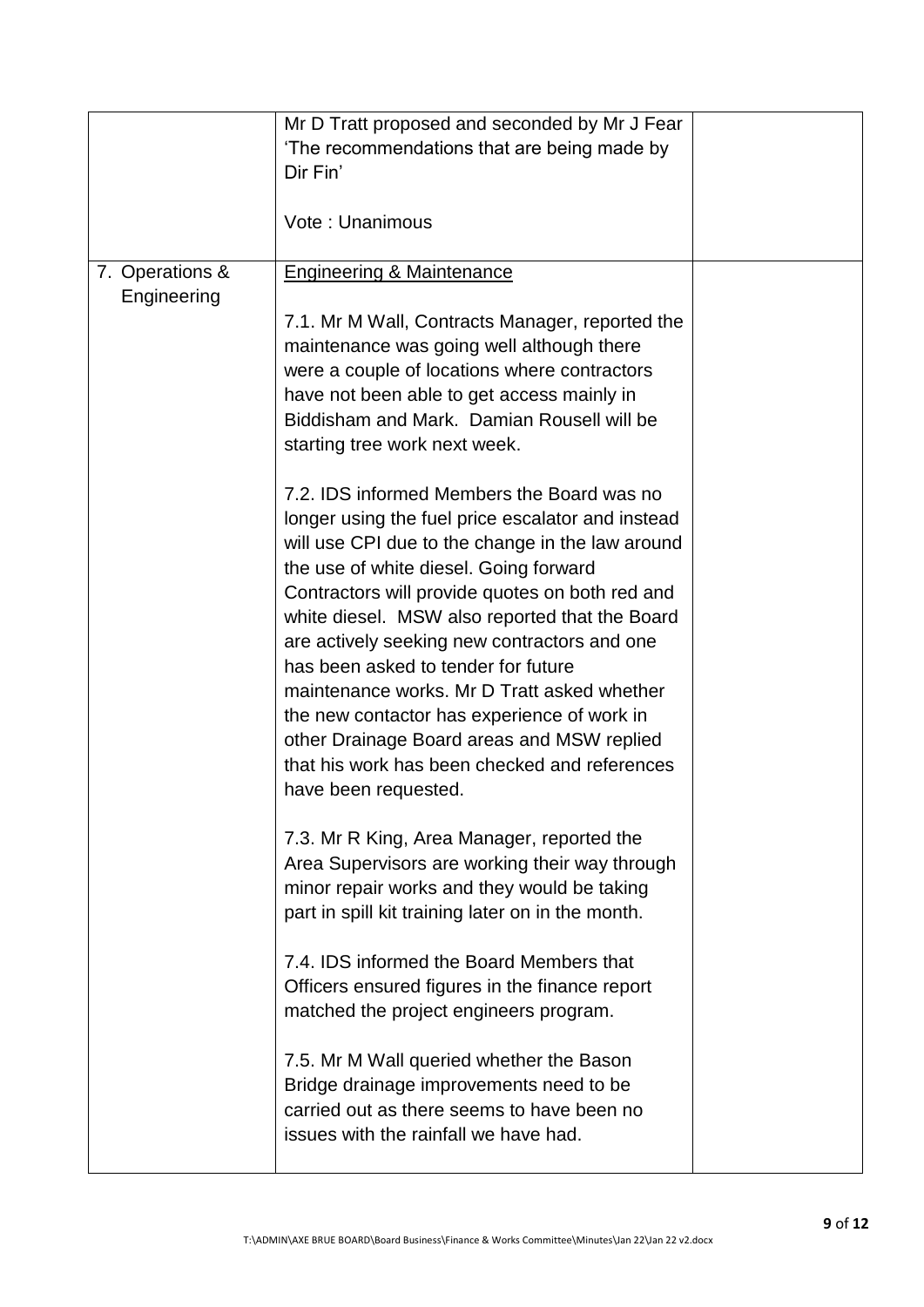| | | |
|---|---|---|
| | Mr D Tratt proposed and seconded by Mr J Fear 'The recommendations that are being made by Dir Fin'<br><br>Vote : Unanimous | |
| 7. Operations & Engineering | <u>Engineering & Maintenance</u><br><br>7.1. Mr M Wall, Contracts Manager, reported the maintenance was going well although there were a couple of locations where contractors have not been able to get access mainly in Biddisham and Mark. Damian Rousell will be starting tree work next week.<br><br>7.2. IDS informed Members the Board was no longer using the fuel price escalator and instead will use CPI due to the change in the law around the use of white diesel. Going forward Contractors will provide quotes on both red and white diesel. MSW also reported that the Board are actively seeking new contractors and one has been asked to tender for future maintenance works. Mr D Tratt asked whether the new contactor has experience of work in other Drainage Board areas and MSW replied that his work has been checked and references have been requested.<br><br>7.3. Mr R King, Area Manager, reported the Area Supervisors are working their way through minor repair works and they would be taking part in spill kit training later on in the month.<br><br>7.4. IDS informed the Board Members that Officers ensured figures in the finance report matched the project engineers program.<br><br>7.5. Mr M Wall queried whether the Bason Bridge drainage improvements need to be carried out as there seems to have been no issues with the rainfall we have had. | |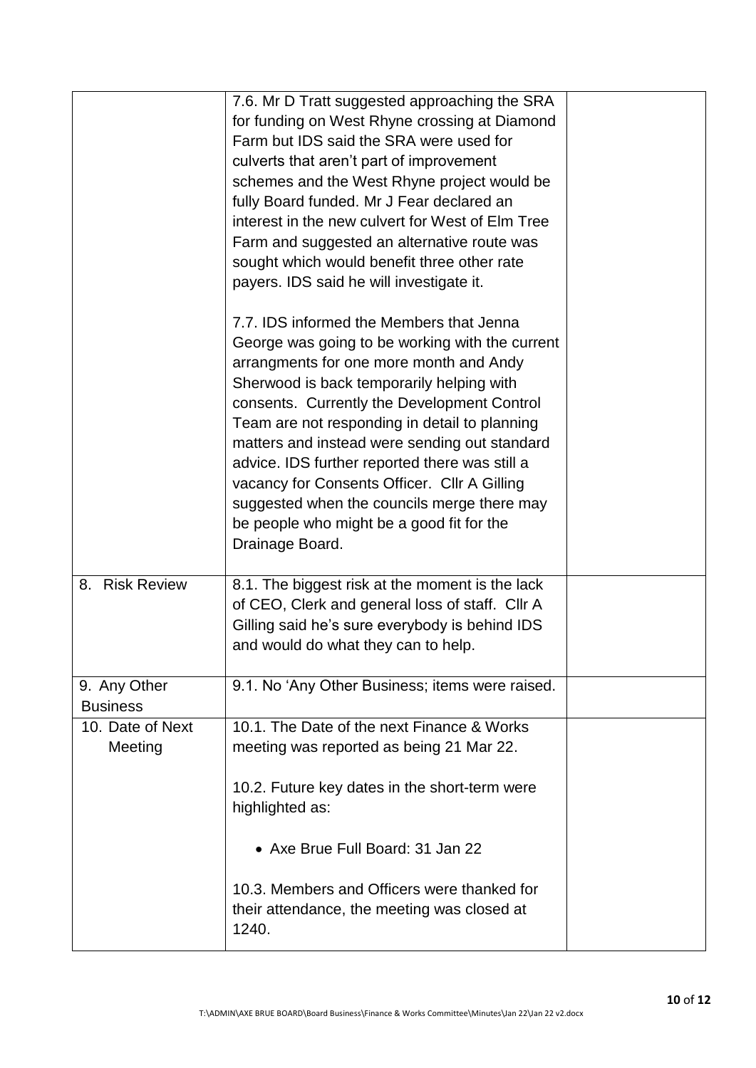|  |  |  |
|---|---|---|
|  | 7.6. Mr D Tratt suggested approaching the SRA for funding on West Rhyne crossing at Diamond Farm but IDS said the SRA were used for culverts that aren't part of improvement schemes and the West Rhyne project would be fully Board funded. Mr J Fear declared an interest in the new culvert for West of Elm Tree Farm and suggested an alternative route was sought which would benefit three other rate payers. IDS said he will investigate it.<br><br>7.7. IDS informed the Members that Jenna George was going to be working with the current arrangments for one more month and Andy Sherwood is back temporarily helping with consents. Currently the Development Control Team are not responding in detail to planning matters and instead were sending out standard advice. IDS further reported there was still a vacancy for Consents Officer. Cllr A Gilling suggested when the councils merge there may be people who might be a good fit for the Drainage Board. |  |
| 8. Risk Review | 8.1. The biggest risk at the moment is the lack of CEO, Clerk and general loss of staff. Cllr A Gilling said he's sure everybody is behind IDS and would do what they can to help. |  |
| 9. Any Other Business | 9.1. No 'Any Other Business; items were raised. |  |
| 10. Date of Next Meeting | 10.1. The Date of the next Finance & Works meeting was reported as being 21 Mar 22.<br><br>10.2. Future key dates in the short-term were highlighted as:<br><br>• Axe Brue Full Board: 31 Jan 22<br><br>10.3. Members and Officers were thanked for their attendance, the meeting was closed at 1240. |  |

T:\ADMIN\AXE BRUE BOARD\Board Business\Finance & Works Committee\Minutes\Jan 22\Jan 22 v2.docx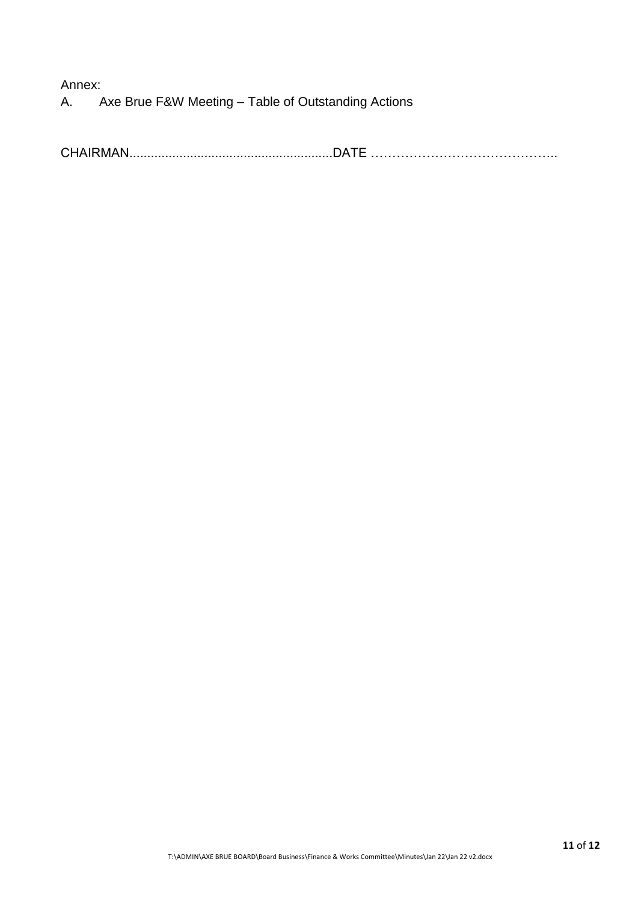Annex:

A. Axe Brue F&W Meeting – Table of Outstanding Actions

CHAIRMAN........................................................DATE ……………………………………..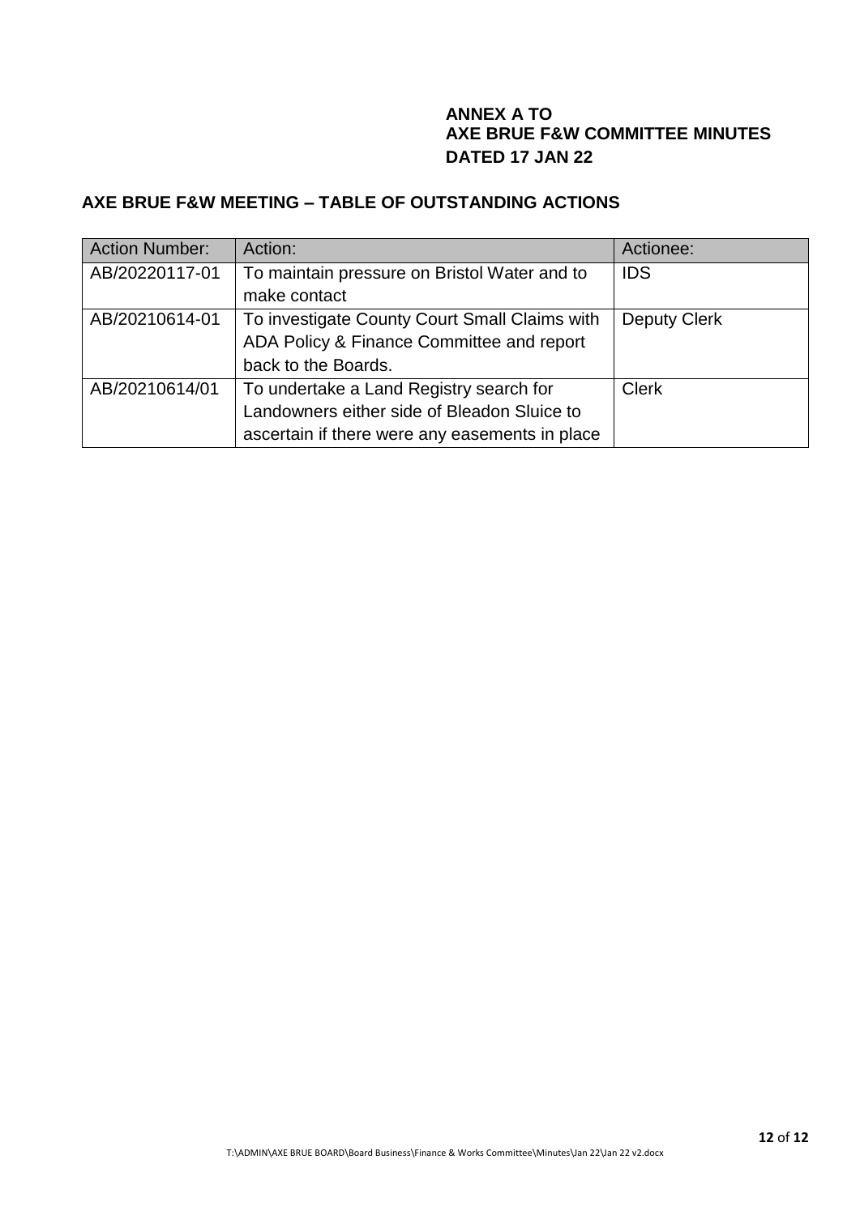**ANNEX A TO**
**AXE BRUE F&W COMMITTEE MINUTES**
**DATED 17 JAN 22**

## AXE BRUE F&W MEETING – TABLE OF OUTSTANDING ACTIONS

| Action Number: | Action: | Actionee: |
|---|---|---|
| AB/20220117-01 | To maintain pressure on Bristol Water and to make contact | IDS |
| AB/20210614-01 | To investigate County Court Small Claims with ADA Policy & Finance Committee and report back to the Boards. | Deputy Clerk |
| AB/20210614/01 | To undertake a Land Registry search for Landowners either side of Bleadon Sluice to ascertain if there were any easements in place | Clerk |

T:\ADMIN\AXE BRUE BOARD\Board Business\Finance & Works Committee\Minutes\Jan 22\Jan 22 v2.docx